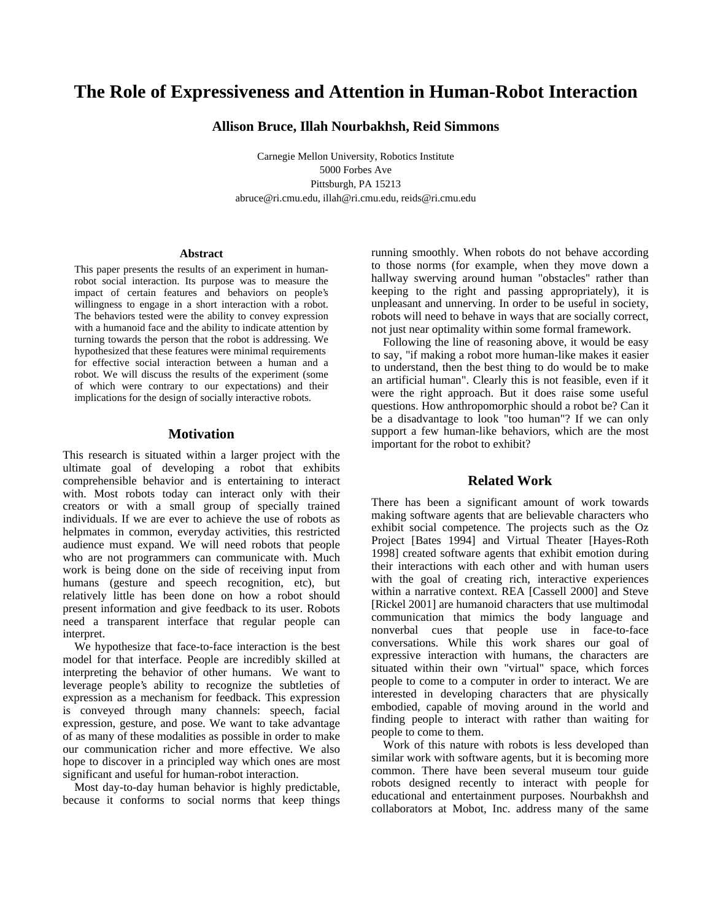# The Role of Expressiveness and Attention in Human-Robot Interaction

**Allison Bruce, Illah Nourbakhsh, Reid Simmons**

Carnegie Mellon University, Robotics Institute
5000 Forbes Ave
Pittsburgh, PA 15213
abruce@ri.cmu.edu, illah@ri.cmu.edu, reids@ri.cmu.edu

### Abstract

This paper presents the results of an experiment in human-robot social interaction. Its purpose was to measure the impact of certain features and behaviors on people's willingness to engage in a short interaction with a robot. The behaviors tested were the ability to convey expression with a humanoid face and the ability to indicate attention by turning towards the person that the robot is addressing. We hypothesized that these features were minimal requirements for effective social interaction between a human and a robot. We will discuss the results of the experiment (some of which were contrary to our expectations) and their implications for the design of socially interactive robots.

## Motivation

This research is situated within a larger project with the ultimate goal of developing a robot that exhibits comprehensible behavior and is entertaining to interact with. Most robots today can interact only with their creators or with a small group of specially trained individuals. If we are ever to achieve the use of robots as helpmates in common, everyday activities, this restricted audience must expand. We will need robots that people who are not programmers can communicate with. Much work is being done on the side of receiving input from humans (gesture and speech recognition, etc), but relatively little has been done on how a robot should present information and give feedback to its user. Robots need a transparent interface that regular people can interpret.

We hypothesize that face-to-face interaction is the best model for that interface. People are incredibly skilled at interpreting the behavior of other humans. We want to leverage people's ability to recognize the subtleties of expression as a mechanism for feedback. This expression is conveyed through many channels: speech, facial expression, gesture, and pose. We want to take advantage of as many of these modalities as possible in order to make our communication richer and more effective. We also hope to discover in a principled way which ones are most significant and useful for human-robot interaction.

Most day-to-day human behavior is highly predictable, because it conforms to social norms that keep things running smoothly. When robots do not behave according to those norms (for example, when they move down a hallway swerving around human "obstacles" rather than keeping to the right and passing appropriately), it is unpleasant and unnerving. In order to be useful in society, robots will need to behave in ways that are socially correct, not just near optimality within some formal framework.

Following the line of reasoning above, it would be easy to say, "if making a robot more human-like makes it easier to understand, then the best thing to do would be to make an artificial human". Clearly this is not feasible, even if it were the right approach. But it does raise some useful questions. How anthropomorphic should a robot be? Can it be a disadvantage to look "too human"? If we can only support a few human-like behaviors, which are the most important for the robot to exhibit?

## Related Work

There has been a significant amount of work towards making software agents that are believable characters who exhibit social competence. The projects such as the Oz Project [Bates 1994] and Virtual Theater [Hayes-Roth 1998] created software agents that exhibit emotion during their interactions with each other and with human users with the goal of creating rich, interactive experiences within a narrative context. REA [Cassell 2000] and Steve [Rickel 2001] are humanoid characters that use multimodal communication that mimics the body language and nonverbal cues that people use in face-to-face conversations. While this work shares our goal of expressive interaction with humans, the characters are situated within their own "virtual" space, which forces people to come to a computer in order to interact. We are interested in developing characters that are physically embodied, capable of moving around in the world and finding people to interact with rather than waiting for people to come to them.

Work of this nature with robots is less developed than similar work with software agents, but it is becoming more common. There have been several museum tour guide robots designed recently to interact with people for educational and entertainment purposes. Nourbakhsh and collaborators at Mobot, Inc. address many of the same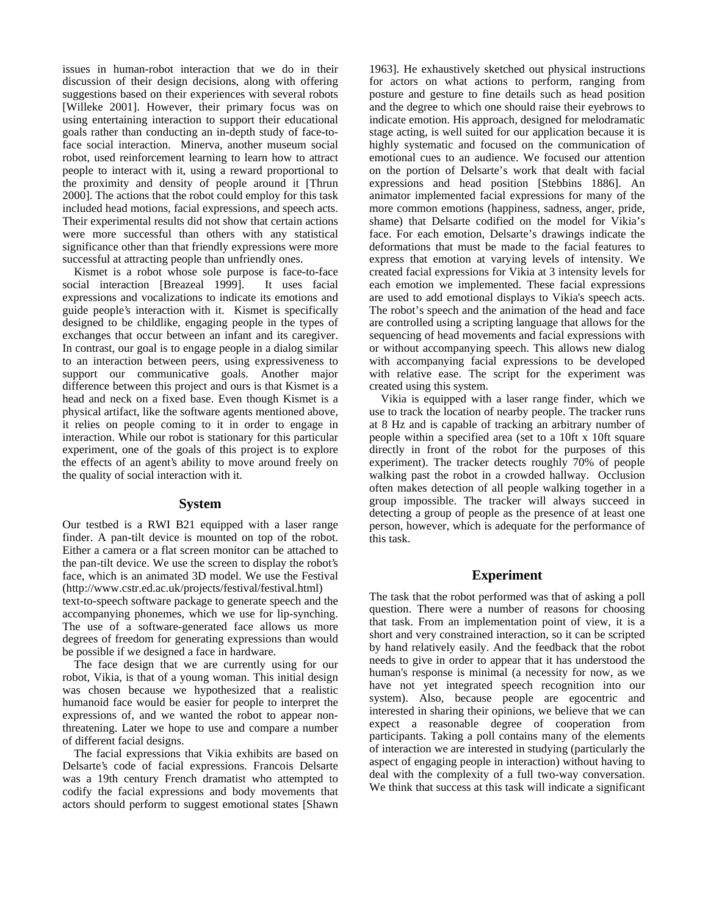issues in human-robot interaction that we do in their discussion of their design decisions, along with offering suggestions based on their experiences with several robots [Willeke 2001]. However, their primary focus was on using entertaining interaction to support their educational goals rather than conducting an in-depth study of face-to-face social interaction. Minerva, another museum social robot, used reinforcement learning to learn how to attract people to interact with it, using a reward proportional to the proximity and density of people around it [Thrun 2000]. The actions that the robot could employ for this task included head motions, facial expressions, and speech acts. Their experimental results did not show that certain actions were more successful than others with any statistical significance other than that friendly expressions were more successful at attracting people than unfriendly ones.

Kismet is a robot whose sole purpose is face-to-face social interaction [Breazeal 1999]. It uses facial expressions and vocalizations to indicate its emotions and guide people's interaction with it. Kismet is specifically designed to be childlike, engaging people in the types of exchanges that occur between an infant and its caregiver. In contrast, our goal is to engage people in a dialog similar to an interaction between peers, using expressiveness to support our communicative goals. Another major difference between this project and ours is that Kismet is a head and neck on a fixed base. Even though Kismet is a physical artifact, like the software agents mentioned above, it relies on people coming to it in order to engage in interaction. While our robot is stationary for this particular experiment, one of the goals of this project is to explore the effects of an agent's ability to move around freely on the quality of social interaction with it.

## System

Our testbed is a RWI B21 equipped with a laser range finder. A pan-tilt device is mounted on top of the robot. Either a camera or a flat screen monitor can be attached to the pan-tilt device. We use the screen to display the robot's face, which is an animated 3D model. We use the Festival (http://www.cstr.ed.ac.uk/projects/festival/festival.html) text-to-speech software package to generate speech and the accompanying phonemes, which we use for lip-synching. The use of a software-generated face allows us more degrees of freedom for generating expressions than would be possible if we designed a face in hardware.

The face design that we are currently using for our robot, Vikia, is that of a young woman. This initial design was chosen because we hypothesized that a realistic humanoid face would be easier for people to interpret the expressions of, and we wanted the robot to appear non-threatening. Later we hope to use and compare a number of different facial designs.

The facial expressions that Vikia exhibits are based on Delsarte's code of facial expressions. Francois Delsarte was a 19th century French dramatist who attempted to codify the facial expressions and body movements that actors should perform to suggest emotional states [Shawn 1963]. He exhaustively sketched out physical instructions for actors on what actions to perform, ranging from posture and gesture to fine details such as head position and the degree to which one should raise their eyebrows to indicate emotion. His approach, designed for melodramatic stage acting, is well suited for our application because it is highly systematic and focused on the communication of emotional cues to an audience. We focused our attention on the portion of Delsarte's work that dealt with facial expressions and head position [Stebbins 1886]. An animator implemented facial expressions for many of the more common emotions (happiness, sadness, anger, pride, shame) that Delsarte codified on the model for Vikia's face. For each emotion, Delsarte's drawings indicate the deformations that must be made to the facial features to express that emotion at varying levels of intensity. We created facial expressions for Vikia at 3 intensity levels for each emotion we implemented. These facial expressions are used to add emotional displays to Vikia's speech acts. The robot's speech and the animation of the head and face are controlled using a scripting language that allows for the sequencing of head movements and facial expressions with or without accompanying speech. This allows new dialog with accompanying facial expressions to be developed with relative ease. The script for the experiment was created using this system.

Vikia is equipped with a laser range finder, which we use to track the location of nearby people. The tracker runs at 8 Hz and is capable of tracking an arbitrary number of people within a specified area (set to a 10ft x 10ft square directly in front of the robot for the purposes of this experiment). The tracker detects roughly 70% of people walking past the robot in a crowded hallway. Occlusion often makes detection of all people walking together in a group impossible. The tracker will always succeed in detecting a group of people as the presence of at least one person, however, which is adequate for the performance of this task.

## Experiment

The task that the robot performed was that of asking a poll question. There were a number of reasons for choosing that task. From an implementation point of view, it is a short and very constrained interaction, so it can be scripted by hand relatively easily. And the feedback that the robot needs to give in order to appear that it has understood the human's response is minimal (a necessity for now, as we have not yet integrated speech recognition into our system). Also, because people are egocentric and interested in sharing their opinions, we believe that we can expect a reasonable degree of cooperation from participants. Taking a poll contains many of the elements of interaction we are interested in studying (particularly the aspect of engaging people in interaction) without having to deal with the complexity of a full two-way conversation. We think that success at this task will indicate a significant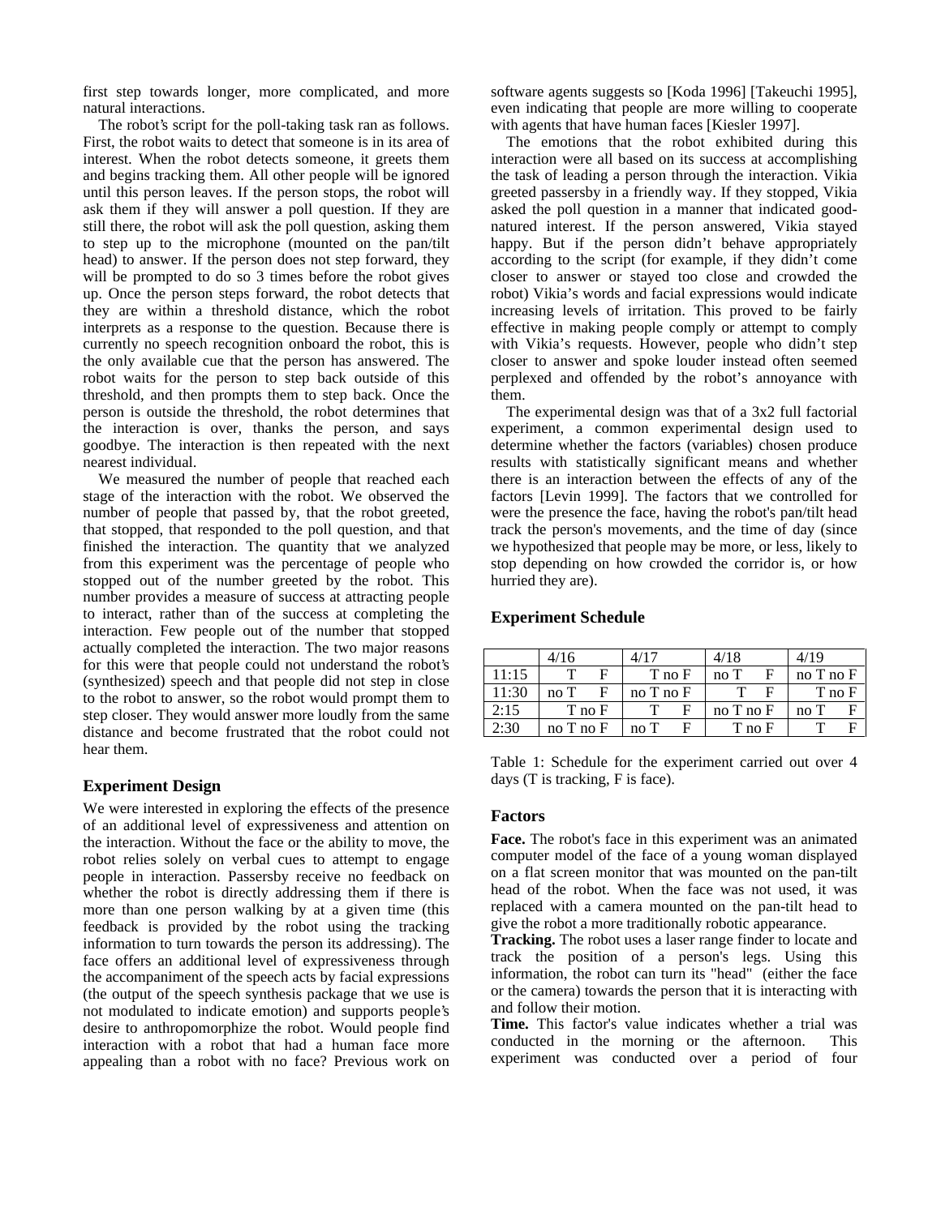first step towards longer, more complicated, and more natural interactions.

The robot's script for the poll-taking task ran as follows. First, the robot waits to detect that someone is in its area of interest. When the robot detects someone, it greets them and begins tracking them. All other people will be ignored until this person leaves. If the person stops, the robot will ask them if they will answer a poll question. If they are still there, the robot will ask the poll question, asking them to step up to the microphone (mounted on the pan/tilt head) to answer. If the person does not step forward, they will be prompted to do so 3 times before the robot gives up. Once the person steps forward, the robot detects that they are within a threshold distance, which the robot interprets as a response to the question. Because there is currently no speech recognition onboard the robot, this is the only available cue that the person has answered. The robot waits for the person to step back outside of this threshold, and then prompts them to step back. Once the person is outside the threshold, the robot determines that the interaction is over, thanks the person, and says goodbye. The interaction is then repeated with the next nearest individual.

We measured the number of people that reached each stage of the interaction with the robot. We observed the number of people that passed by, that the robot greeted, that stopped, that responded to the poll question, and that finished the interaction. The quantity that we analyzed from this experiment was the percentage of people who stopped out of the number greeted by the robot. This number provides a measure of success at attracting people to interact, rather than of the success at completing the interaction. Few people out of the number that stopped actually completed the interaction. The two major reasons for this were that people could not understand the robot's (synthesized) speech and that people did not step in close to the robot to answer, so the robot would prompt them to step closer. They would answer more loudly from the same distance and become frustrated that the robot could not hear them.

## Experiment Design

We were interested in exploring the effects of the presence of an additional level of expressiveness and attention on the interaction. Without the face or the ability to move, the robot relies solely on verbal cues to attempt to engage people in interaction. Passersby receive no feedback on whether the robot is directly addressing them if there is more than one person walking by at a given time (this feedback is provided by the robot using the tracking information to turn towards the person its addressing). The face offers an additional level of expressiveness through the accompaniment of the speech acts by facial expressions (the output of the speech synthesis package that we use is not modulated to indicate emotion) and supports people's desire to anthropomorphize the robot. Would people find interaction with a robot that had a human face more appealing than a robot with no face? Previous work on software agents suggests so [Koda 1996] [Takeuchi 1995], even indicating that people are more willing to cooperate with agents that have human faces [Kiesler 1997].

The emotions that the robot exhibited during this interaction were all based on its success at accomplishing the task of leading a person through the interaction. Vikia greeted passersby in a friendly way. If they stopped, Vikia asked the poll question in a manner that indicated good-natured interest. If the person answered, Vikia stayed happy. But if the person didn't behave appropriately according to the script (for example, if they didn't come closer to answer or stayed too close and crowded the robot) Vikia's words and facial expressions would indicate increasing levels of irritation. This proved to be fairly effective in making people comply or attempt to comply with Vikia's requests. However, people who didn't step closer to answer and spoke louder instead often seemed perplexed and offended by the robot's annoyance with them.

The experimental design was that of a 3x2 full factorial experiment, a common experimental design used to determine whether the factors (variables) chosen produce results with statistically significant means and whether there is an interaction between the effects of any of the factors [Levin 1999]. The factors that we controlled for were the presence the face, having the robot's pan/tilt head track the person's movements, and the time of day (since we hypothesized that people may be more, or less, likely to stop depending on how crowded the corridor is, or how hurried they are).

### Experiment Schedule

| | 4/16 | 4/17 | 4/18 | 4/19 |
|---|---|---|---|---|
| 11:15 | T F | T no F | no T F | no T no F |
| 11:30 | no T F | no T no F | T F | T no F |
| 2:15 | T no F | T F | no T no F | no T F |
| 2:30 | no T no F | no T F | T no F | T F |

Table 1: Schedule for the experiment carried out over 4 days (T is tracking, F is face).

### Factors

**Face.** The robot's face in this experiment was an animated computer model of the face of a young woman displayed on a flat screen monitor that was mounted on the pan-tilt head of the robot. When the face was not used, it was replaced with a camera mounted on the pan-tilt head to give the robot a more traditionally robotic appearance.

**Tracking.** The robot uses a laser range finder to locate and track the position of a person's legs. Using this information, the robot can turn its "head" (either the face or the camera) towards the person that it is interacting with and follow their motion.

**Time.** This factor's value indicates whether a trial was conducted in the morning or the afternoon. This experiment was conducted over a period of four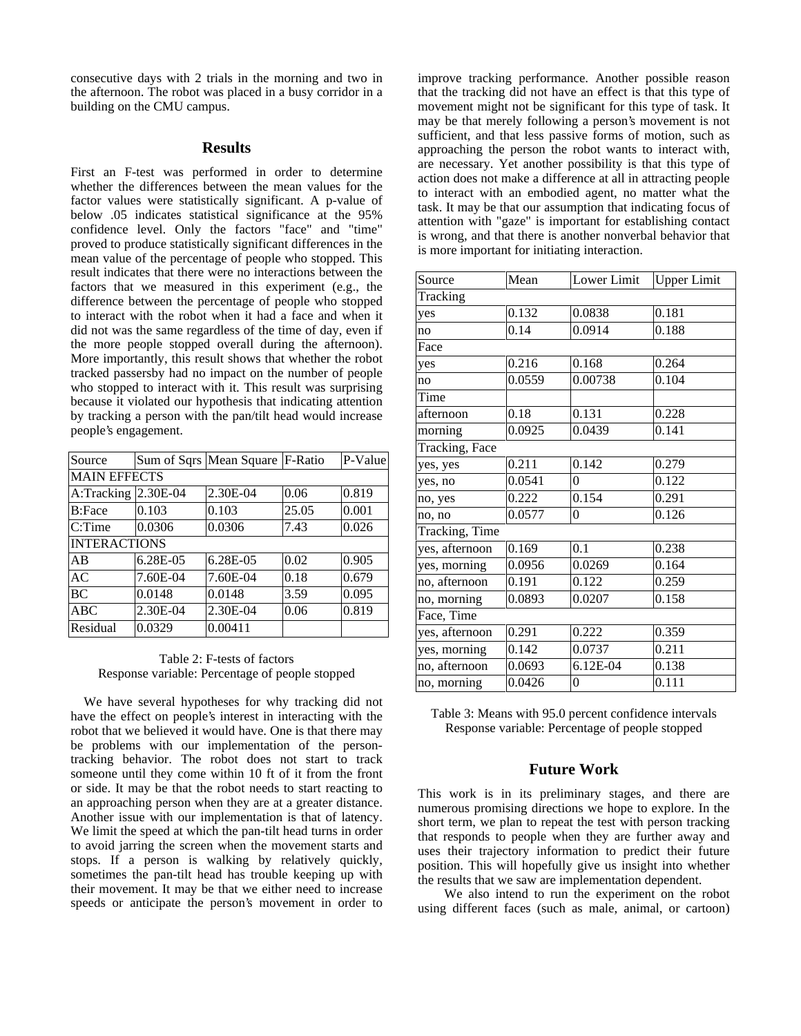consecutive days with 2 trials in the morning and two in the afternoon. The robot was placed in a busy corridor in a building on the CMU campus.

## Results

First an F-test was performed in order to determine whether the differences between the mean values for the factor values were statistically significant. A p-value of below .05 indicates statistical significance at the 95% confidence level. Only the factors "face" and "time" proved to produce statistically significant differences in the mean value of the percentage of people who stopped. This result indicates that there were no interactions between the factors that we measured in this experiment (e.g., the difference between the percentage of people who stopped to interact with the robot when it had a face and when it did not was the same regardless of the time of day, even if the more people stopped overall during the afternoon). More importantly, this result shows that whether the robot tracked passersby had no impact on the number of people who stopped to interact with it. This result was surprising because it violated our hypothesis that indicating attention by tracking a person with the pan/tilt head would increase people's engagement.

| Source | Sum of Sqrs | Mean Square | F-Ratio | P-Value |
|---|---|---|---|---|
| MAIN EFFECTS | | | | |
| A:Tracking | 2.30E-04 | 2.30E-04 | 0.06 | 0.819 |
| B:Face | 0.103 | 0.103 | 25.05 | 0.001 |
| C:Time | 0.0306 | 0.0306 | 7.43 | 0.026 |
| INTERACTIONS | | | | |
| AB | 6.28E-05 | 6.28E-05 | 0.02 | 0.905 |
| AC | 7.60E-04 | 7.60E-04 | 0.18 | 0.679 |
| BC | 0.0148 | 0.0148 | 3.59 | 0.095 |
| ABC | 2.30E-04 | 2.30E-04 | 0.06 | 0.819 |
| Residual | 0.0329 | 0.00411 | | |

Table 2: F-tests of factors
Response variable: Percentage of people stopped

We have several hypotheses for why tracking did not have the effect on people's interest in interacting with the robot that we believed it would have. One is that there may be problems with our implementation of the person-tracking behavior. The robot does not start to track someone until they come within 10 ft of it from the front or side. It may be that the robot needs to start reacting to an approaching person when they are at a greater distance. Another issue with our implementation is that of latency. We limit the speed at which the pan-tilt head turns in order to avoid jarring the screen when the movement starts and stops. If a person is walking by relatively quickly, sometimes the pan-tilt head has trouble keeping up with their movement. It may be that we either need to increase speeds or anticipate the person's movement in order to improve tracking performance. Another possible reason that the tracking did not have an effect is that this type of movement might not be significant for this type of task. It may be that merely following a person's movement is not sufficient, and that less passive forms of motion, such as approaching the person the robot wants to interact with, are necessary. Yet another possibility is that this type of action does not make a difference at all in attracting people to interact with an embodied agent, no matter what the task. It may be that our assumption that indicating focus of attention with "gaze" is important for establishing contact is wrong, and that there is another nonverbal behavior that is more important for initiating interaction.

| Source | Mean | Lower Limit | Upper Limit |
|---|---|---|---|
| Tracking | | | |
| yes | 0.132 | 0.0838 | 0.181 |
| no | 0.14 | 0.0914 | 0.188 |
| Face | | | |
| yes | 0.216 | 0.168 | 0.264 |
| no | 0.0559 | 0.00738 | 0.104 |
| Time | | | |
| afternoon | 0.18 | 0.131 | 0.228 |
| morning | 0.0925 | 0.0439 | 0.141 |
| Tracking, Face | | | |
| yes, yes | 0.211 | 0.142 | 0.279 |
| yes, no | 0.0541 | 0 | 0.122 |
| no, yes | 0.222 | 0.154 | 0.291 |
| no, no | 0.0577 | 0 | 0.126 |
| Tracking, Time | | | |
| yes, afternoon | 0.169 | 0.1 | 0.238 |
| yes, morning | 0.0956 | 0.0269 | 0.164 |
| no, afternoon | 0.191 | 0.122 | 0.259 |
| no, morning | 0.0893 | 0.0207 | 0.158 |
| Face, Time | | | |
| yes, afternoon | 0.291 | 0.222 | 0.359 |
| yes, morning | 0.142 | 0.0737 | 0.211 |
| no, afternoon | 0.0693 | 6.12E-04 | 0.138 |
| no, morning | 0.0426 | 0 | 0.111 |

Table 3: Means with 95.0 percent confidence intervals
Response variable: Percentage of people stopped

## Future Work

This work is in its preliminary stages, and there are numerous promising directions we hope to explore. In the short term, we plan to repeat the test with person tracking that responds to people when they are further away and uses their trajectory information to predict their future position. This will hopefully give us insight into whether the results that we saw are implementation dependent.

We also intend to run the experiment on the robot using different faces (such as male, animal, or cartoon)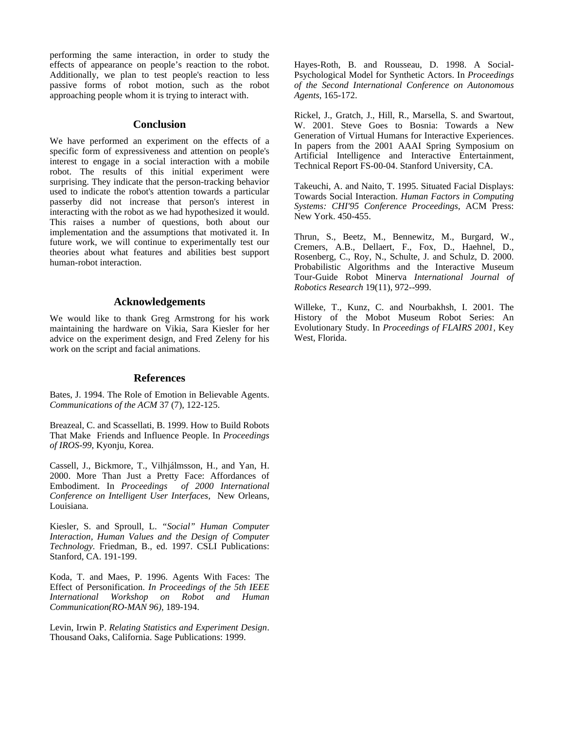performing the same interaction, in order to study the effects of appearance on people's reaction to the robot. Additionally, we plan to test people's reaction to less passive forms of robot motion, such as the robot approaching people whom it is trying to interact with.

## Conclusion

We have performed an experiment on the effects of a specific form of expressiveness and attention on people's interest to engage in a social interaction with a mobile robot. The results of this initial experiment were surprising. They indicate that the person-tracking behavior used to indicate the robot's attention towards a particular passerby did not increase that person's interest in interacting with the robot as we had hypothesized it would. This raises a number of questions, both about our implementation and the assumptions that motivated it. In future work, we will continue to experimentally test our theories about what features and abilities best support human-robot interaction.

## Acknowledgements

We would like to thank Greg Armstrong for his work maintaining the hardware on Vikia, Sara Kiesler for her advice on the experiment design, and Fred Zeleny for his work on the script and facial animations.

## References

Bates, J. 1994. The Role of Emotion in Believable Agents. *Communications of the ACM* 37 (7), 122-125.

Breazeal, C. and Scassellati, B. 1999. How to Build Robots That Make Friends and Influence People. In *Proceedings of IROS-99*, Kyonju, Korea.

Cassell, J., Bickmore, T., Vilhjálmsson, H., and Yan, H. 2000. More Than Just a Pretty Face: Affordances of Embodiment. In *Proceedings of 2000 International Conference on Intelligent User Interfaces*, New Orleans, Louisiana.

Kiesler, S. and Sproull, L. *"Social" Human Computer Interaction, Human Values and the Design of Computer Technology*. Friedman, B., ed. 1997. CSLI Publications: Stanford, CA. 191-199.

Koda, T. and Maes, P. 1996. Agents With Faces: The Effect of Personification. *In Proceedings of the 5th IEEE International Workshop on Robot and Human Communication(RO-MAN 96)*, 189-194.

Levin, Irwin P. *Relating Statistics and Experiment Design*. Thousand Oaks, California. Sage Publications: 1999.

Hayes-Roth, B. and Rousseau, D. 1998. A Social-Psychological Model for Synthetic Actors. In *Proceedings of the Second International Conference on Autonomous Agents*, 165-172.

Rickel, J., Gratch, J., Hill, R., Marsella, S. and Swartout, W. 2001. Steve Goes to Bosnia: Towards a New Generation of Virtual Humans for Interactive Experiences. In papers from the 2001 AAAI Spring Symposium on Artificial Intelligence and Interactive Entertainment, Technical Report FS-00-04. Stanford University, CA.

Takeuchi, A. and Naito, T. 1995. Situated Facial Displays: Towards Social Interaction. *Human Factors in Computing Systems: CHI'95 Conference Proceedings*, ACM Press: New York. 450-455.

Thrun, S., Beetz, M., Bennewitz, M., Burgard, W., Cremers, A.B., Dellaert, F., Fox, D., Haehnel, D., Rosenberg, C., Roy, N., Schulte, J. and Schulz, D. 2000. Probabilistic Algorithms and the Interactive Museum Tour-Guide Robot Minerva *International Journal of Robotics Research* 19(11), 972--999.

Willeke, T., Kunz, C. and Nourbakhsh, I. 2001. The History of the Mobot Museum Robot Series: An Evolutionary Study. In *Proceedings of FLAIRS 2001,* Key West, Florida.